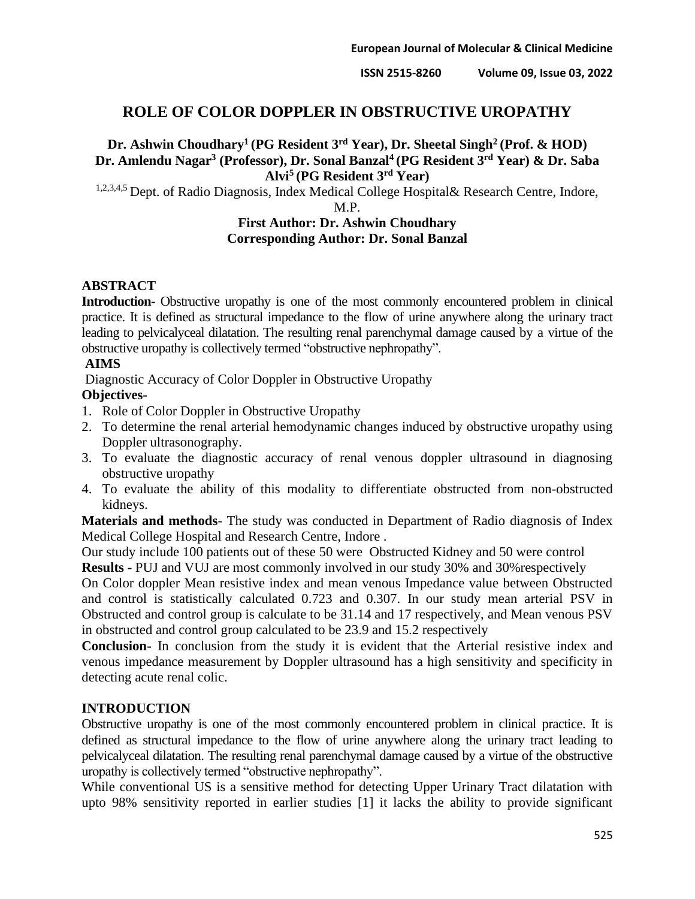# ROLE OF COLOR DOPPLER IN OBSTRUCTIVE UROPATHY

**Dr. Ashwin Choudhary[1] (PG Resident 3rd Year), Dr. Sheetal Singh[2] (Prof. & HOD) Dr. Amlendu Nagar[3] (Professor), Dr. Sonal Banzal[4] (PG Resident 3rd Year) & Dr. Saba Alvi[5] (PG Resident 3rd Year)**

[1,2,3,4,5] Dept. of Radio Diagnosis, Index Medical College Hospital& Research Centre, Indore, M.P.

**First Author: Dr. Ashwin Choudhary**
**Corresponding Author: Dr. Sonal Banzal**

## ABSTRACT

**Introduction-** Obstructive uropathy is one of the most commonly encountered problem in clinical practice. It is defined as structural impedance to the flow of urine anywhere along the urinary tract leading to pelvicalyceal dilatation. The resulting renal parenchymal damage caused by a virtue of the obstructive uropathy is collectively termed "obstructive nephropathy".

**AIMS**

Diagnostic Accuracy of Color Doppler in Obstructive Uropathy

**Objectives-**

1. Role of Color Doppler in Obstructive Uropathy
2. To determine the renal arterial hemodynamic changes induced by obstructive uropathy using Doppler ultrasonography.
3. To evaluate the diagnostic accuracy of renal venous doppler ultrasound in diagnosing obstructive uropathy
4. To evaluate the ability of this modality to differentiate obstructed from non-obstructed kidneys.

**Materials and methods**- The study was conducted in Department of Radio diagnosis of Index Medical College Hospital and Research Centre, Indore .

Our study include 100 patients out of these 50 were Obstructed Kidney and 50 were control

**Results -** PUJ and VUJ are most commonly involved in our study 30% and 30%respectively

On Color doppler Mean resistive index and mean venous Impedance value between Obstructed and control is statistically calculated 0.723 and 0.307. In our study mean arterial PSV in Obstructed and control group is calculate to be 31.14 and 17 respectively, and Mean venous PSV in obstructed and control group calculated to be 23.9 and 15.2 respectively

**Conclusion-** In conclusion from the study it is evident that the Arterial resistive index and venous impedance measurement by Doppler ultrasound has a high sensitivity and specificity in detecting acute renal colic.

## INTRODUCTION

Obstructive uropathy is one of the most commonly encountered problem in clinical practice. It is defined as structural impedance to the flow of urine anywhere along the urinary tract leading to pelvicalyceal dilatation. The resulting renal parenchymal damage caused by a virtue of the obstructive uropathy is collectively termed "obstructive nephropathy".

While conventional US is a sensitive method for detecting Upper Urinary Tract dilatation with upto 98% sensitivity reported in earlier studies [1] it lacks the ability to provide significant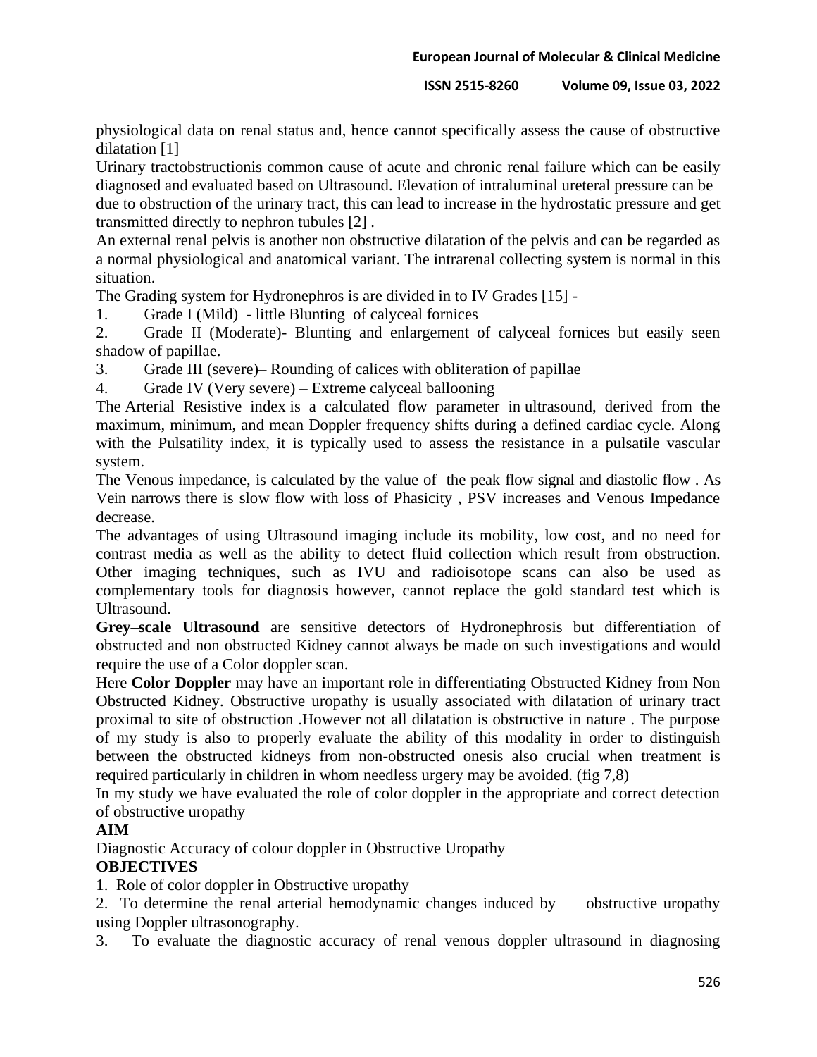physiological data on renal status and, hence cannot specifically assess the cause of obstructive dilatation [1]

Urinary tractobstructionis common cause of acute and chronic renal failure which can be easily diagnosed and evaluated based on Ultrasound. Elevation of intraluminal ureteral pressure can be due to obstruction of the urinary tract, this can lead to increase in the hydrostatic pressure and get transmitted directly to nephron tubules [2] .

An external renal pelvis is another non obstructive dilatation of the pelvis and can be regarded as a normal physiological and anatomical variant. The intrarenal collecting system is normal in this situation.

The Grading system for Hydronephros is are divided in to IV Grades [15] -

1. Grade I (Mild) - little Blunting of calyceal fornices
2. Grade II (Moderate)- Blunting and enlargement of calyceal fornices but easily seen shadow of papillae.
3. Grade III (severe)– Rounding of calices with obliteration of papillae
4. Grade IV (Very severe) – Extreme calyceal ballooning

The Arterial Resistive index is a calculated flow parameter in ultrasound, derived from the maximum, minimum, and mean Doppler frequency shifts during a defined cardiac cycle. Along with the Pulsatility index, it is typically used to assess the resistance in a pulsatile vascular system.

The Venous impedance, is calculated by the value of the peak flow signal and diastolic flow . As Vein narrows there is slow flow with loss of Phasicity , PSV increases and Venous Impedance decrease.

The advantages of using Ultrasound imaging include its mobility, low cost, and no need for contrast media as well as the ability to detect fluid collection which result from obstruction. Other imaging techniques, such as IVU and radioisotope scans can also be used as complementary tools for diagnosis however, cannot replace the gold standard test which is Ultrasound.

**Grey–scale Ultrasound** are sensitive detectors of Hydronephrosis but differentiation of obstructed and non obstructed Kidney cannot always be made on such investigations and would require the use of a Color doppler scan.

Here **Color Doppler** may have an important role in differentiating Obstructed Kidney from Non Obstructed Kidney. Obstructive uropathy is usually associated with dilatation of urinary tract proximal to site of obstruction .However not all dilatation is obstructive in nature . The purpose of my study is also to properly evaluate the ability of this modality in order to distinguish between the obstructed kidneys from non-obstructed onesis also crucial when treatment is required particularly in children in whom needless urgery may be avoided. (fig 7,8)

In my study we have evaluated the role of color doppler in the appropriate and correct detection of obstructive uropathy

**AIM**

Diagnostic Accuracy of colour doppler in Obstructive Uropathy

**OBJECTIVES**

1. Role of color doppler in Obstructive uropathy
2. To determine the renal arterial hemodynamic changes induced by obstructive uropathy using Doppler ultrasonography.
3. To evaluate the diagnostic accuracy of renal venous doppler ultrasound in diagnosing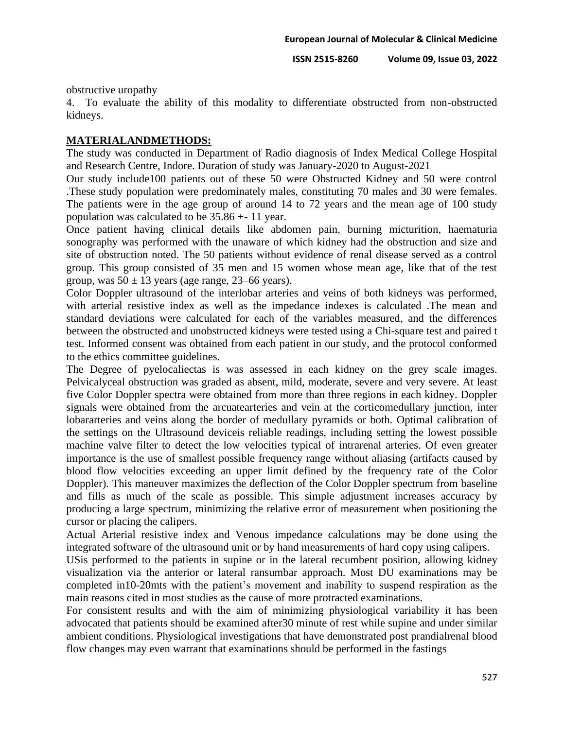obstructive uropathy

4. To evaluate the ability of this modality to differentiate obstructed from non-obstructed kidneys.

## MATERIALANDMETHODS:

The study was conducted in Department of Radio diagnosis of Index Medical College Hospital and Research Centre, Indore. Duration of study was January-2020 to August-2021

Our study include100 patients out of these 50 were Obstructed Kidney and 50 were control .These study population were predominately males, constituting 70 males and 30 were females. The patients were in the age group of around 14 to 72 years and the mean age of 100 study population was calculated to be 35.86 +- 11 year.

Once patient having clinical details like abdomen pain, burning micturition, haematuria sonography was performed with the unaware of which kidney had the obstruction and size and site of obstruction noted. The 50 patients without evidence of renal disease served as a control group. This group consisted of 35 men and 15 women whose mean age, like that of the test group, was $50 \pm 13$ years (age range, 23–66 years).

Color Doppler ultrasound of the interlobar arteries and veins of both kidneys was performed, with arterial resistive index as well as the impedance indexes is calculated .The mean and standard deviations were calculated for each of the variables measured, and the differences between the obstructed and unobstructed kidneys were tested using a Chi-square test and paired t test. Informed consent was obtained from each patient in our study, and the protocol conformed to the ethics committee guidelines.

The Degree of pyelocaliectas is was assessed in each kidney on the grey scale images. Pelvicalyceal obstruction was graded as absent, mild, moderate, severe and very severe. At least five Color Doppler spectra were obtained from more than three regions in each kidney. Doppler signals were obtained from the arcuatearteries and vein at the corticomedullary junction, inter lobararteries and veins along the border of medullary pyramids or both. Optimal calibration of the settings on the Ultrasound deviceis reliable readings, including setting the lowest possible machine valve filter to detect the low velocities typical of intrarenal arteries. Of even greater importance is the use of smallest possible frequency range without aliasing (artifacts caused by blood flow velocities exceeding an upper limit defined by the frequency rate of the Color Doppler). This maneuver maximizes the deflection of the Color Doppler spectrum from baseline and fills as much of the scale as possible. This simple adjustment increases accuracy by producing a large spectrum, minimizing the relative error of measurement when positioning the cursor or placing the calipers.

Actual Arterial resistive index and Venous impedance calculations may be done using the integrated software of the ultrasound unit or by hand measurements of hard copy using calipers.

USis performed to the patients in supine or in the lateral recumbent position, allowing kidney visualization via the anterior or lateral ransumbar approach. Most DU examinations may be completed in10-20mts with the patient's movement and inability to suspend respiration as the main reasons cited in most studies as the cause of more protracted examinations.

For consistent results and with the aim of minimizing physiological variability it has been advocated that patients should be examined after30 minute of rest while supine and under similar ambient conditions. Physiological investigations that have demonstrated post prandialrenal blood flow changes may even warrant that examinations should be performed in the fastings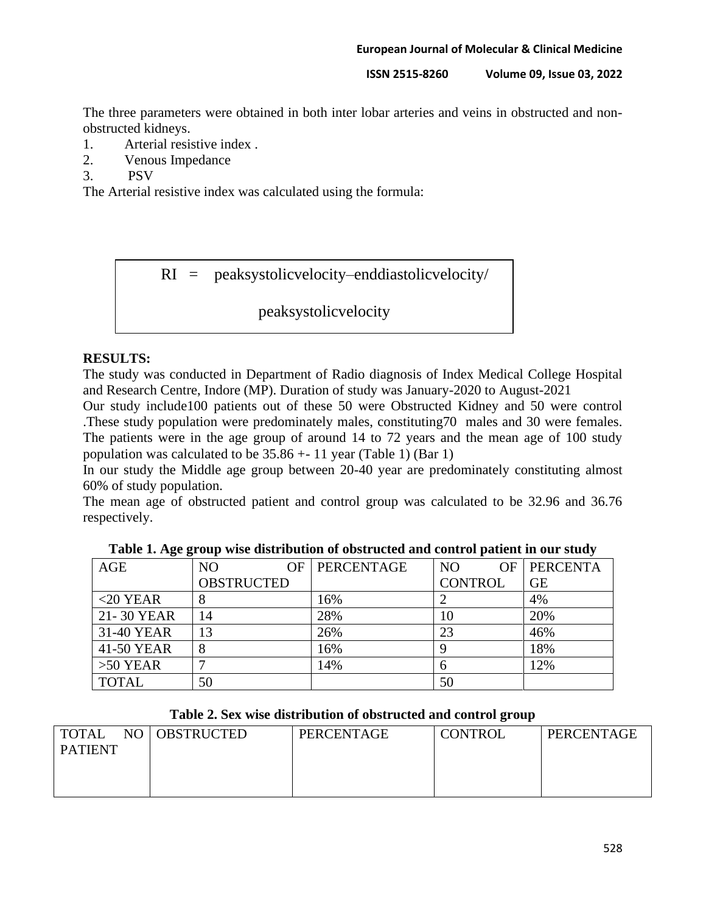The three parameters were obtained in both inter lobar arteries and veins in obstructed and non-obstructed kidneys.

1. Arterial resistive index .
2. Venous Impedance
3. PSV

The Arterial resistive index was calculated using the formula:

$$RI = \text{peaksystolicvelocity} - \text{enddiastolicvelocity} / \text{peaksystolicvelocity}$$

**RESULTS:**

The study was conducted in Department of Radio diagnosis of Index Medical College Hospital and Research Centre, Indore (MP). Duration of study was January-2020 to August-2021

Our study include100 patients out of these 50 were Obstructed Kidney and 50 were control .These study population were predominately males, constituting70 males and 30 were females. The patients were in the age group of around 14 to 72 years and the mean age of 100 study population was calculated to be 35.86 +- 11 year (Table 1) (Bar 1)

In our study the Middle age group between 20-40 year are predominately constituting almost 60% of study population.

The mean age of obstructed patient and control group was calculated to be 32.96 and 36.76 respectively.

**Table 1. Age group wise distribution of obstructed and control patient in our study**

| AGE | NO OF OBSTRUCTED | PERCENTAGE | NO OF CONTROL | PERCENTAGE |
|---|---|---|---|---|
| <20 YEAR | 8 | 16% | 2 | 4% |
| 21- 30 YEAR | 14 | 28% | 10 | 20% |
| 31-40 YEAR | 13 | 26% | 23 | 46% |
| 41-50 YEAR | 8 | 16% | 9 | 18% |
| >50 YEAR | 7 | 14% | 6 | 12% |
| TOTAL | 50 | | 50 | |

**Table 2. Sex wise distribution of obstructed and control group**

| TOTAL NO PATIENT | OBSTRUCTED | PERCENTAGE | CONTROL | PERCENTAGE |
|---|---|---|---|---|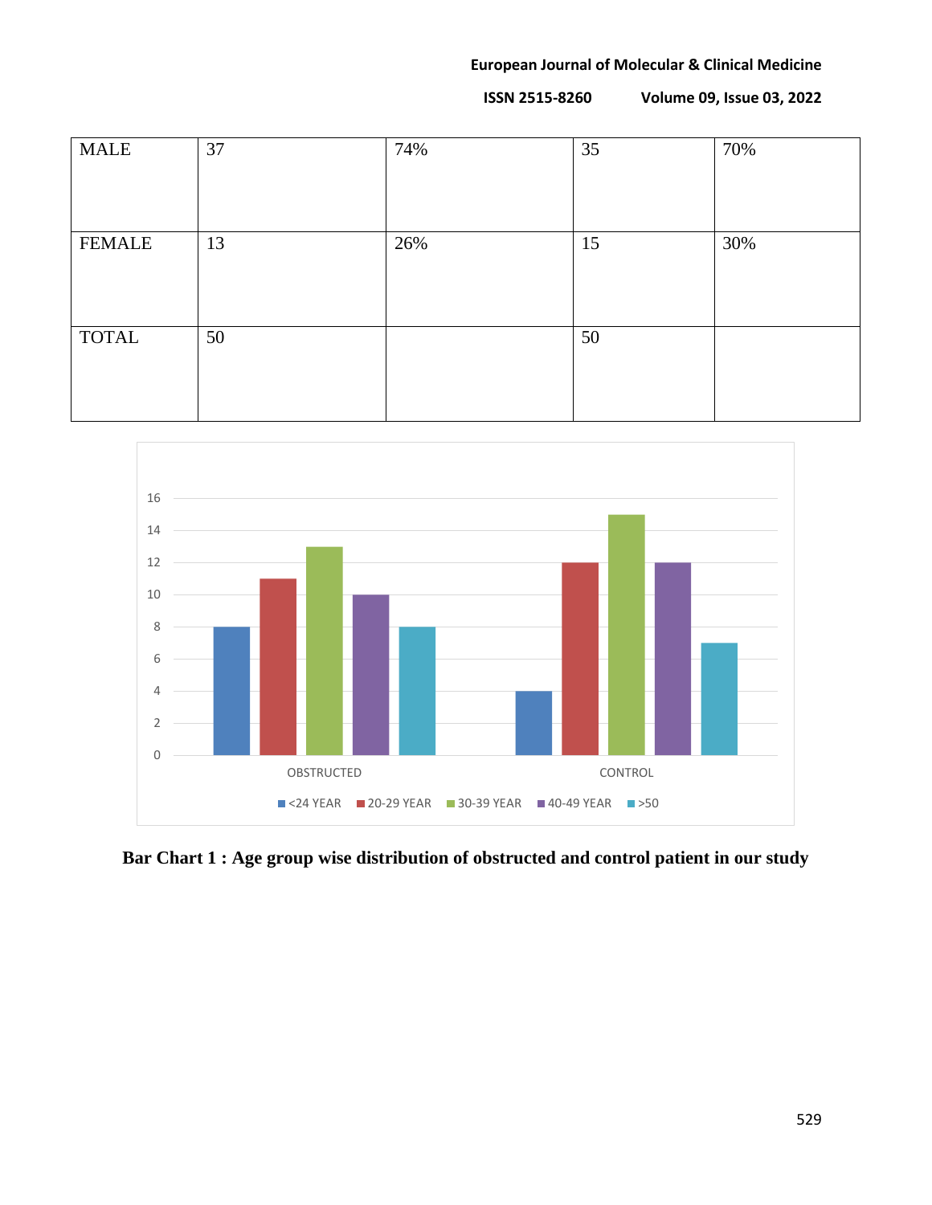| MALE | 37 | 74% | 35 | 70% |
|---|---|---|---|---|
| FEMALE | 13 | 26% | 15 | 30% |
| TOTAL | 50 | | 50 | |

**Bar Chart 1 : Age group wise distribution of obstructed and control patient in our study**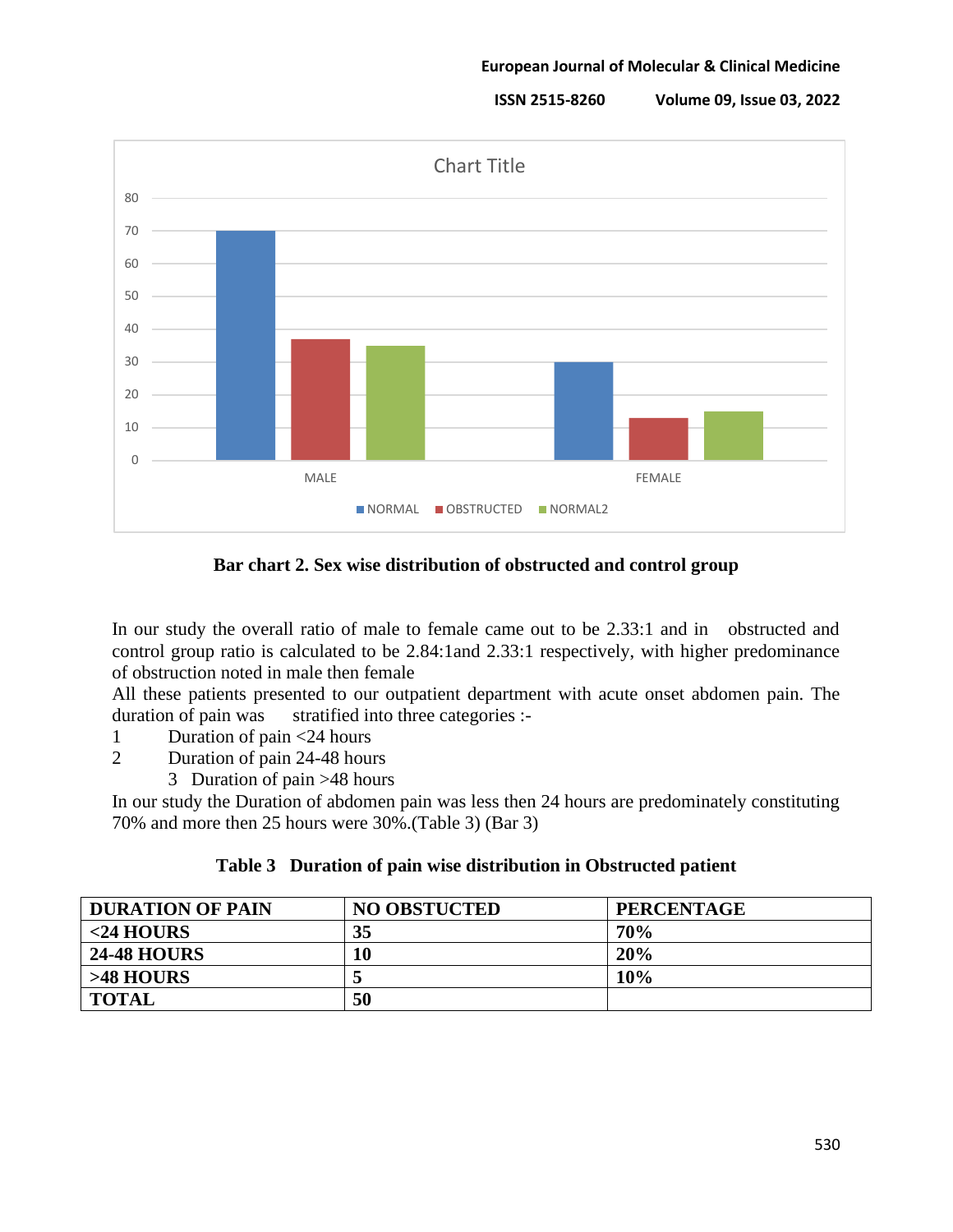**Bar chart 2. Sex wise distribution of obstructed and control group**

In our study the overall ratio of male to female came out to be 2.33:1 and in obstructed and control group ratio is calculated to be 2.84:1and 2.33:1 respectively, with higher predominance of obstruction noted in male then female

All these patients presented to our outpatient department with acute onset abdomen pain. The duration of pain was stratified into three categories :-

1. Duration of pain <24 hours
2. Duration of pain 24-48 hours
3. Duration of pain >48 hours

In our study the Duration of abdomen pain was less then 24 hours are predominately constituting 70% and more then 25 hours were 30%.(Table 3) (Bar 3)

**Table 3 Duration of pain wise distribution in Obstructed patient**

| DURATION OF PAIN | NO OBSTUCTED | PERCENTAGE |
|---|---|---|
| <24 HOURS | 35 | 70% |
| 24-48 HOURS | 10 | 20% |
| >48 HOURS | 5 | 10% |
| TOTAL | 50 | |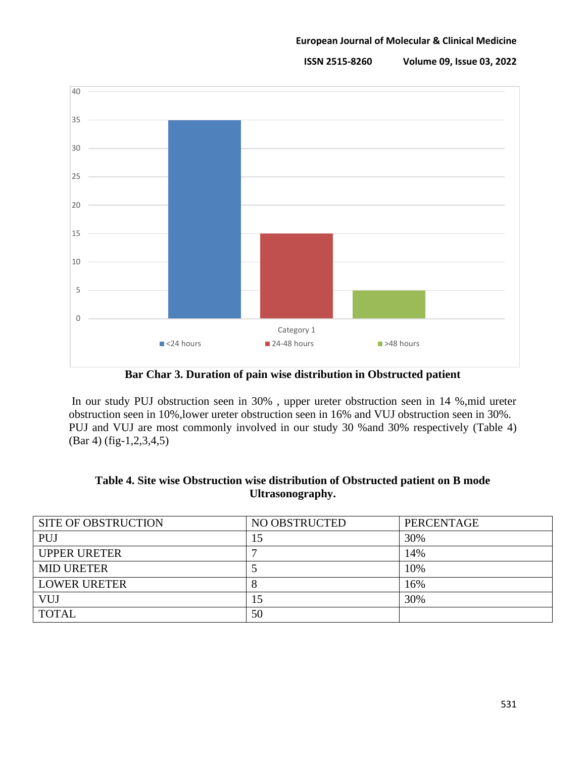Bar Char 3. Duration of pain wise distribution in Obstructed patient

In our study PUJ obstruction seen in 30% , upper ureter obstruction seen in 14 %,mid ureter obstruction seen in 10%,lower ureter obstruction seen in 16% and VUJ obstruction seen in 30%. PUJ and VUJ are most commonly involved in our study 30 %and 30% respectively (Table 4) (Bar 4) (fig-1,2,3,4,5)

**Table 4. Site wise Obstruction wise distribution of Obstructed patient on B mode Ultrasonography.**

| SITE OF OBSTRUCTION | NO OBSTRUCTED | PERCENTAGE |
|---|---|---|
| PUJ | 15 | 30% |
| UPPER URETER | 7 | 14% |
| MID URETER | 5 | 10% |
| LOWER URETER | 8 | 16% |
| VUJ | 15 | 30% |
| TOTAL | 50 | |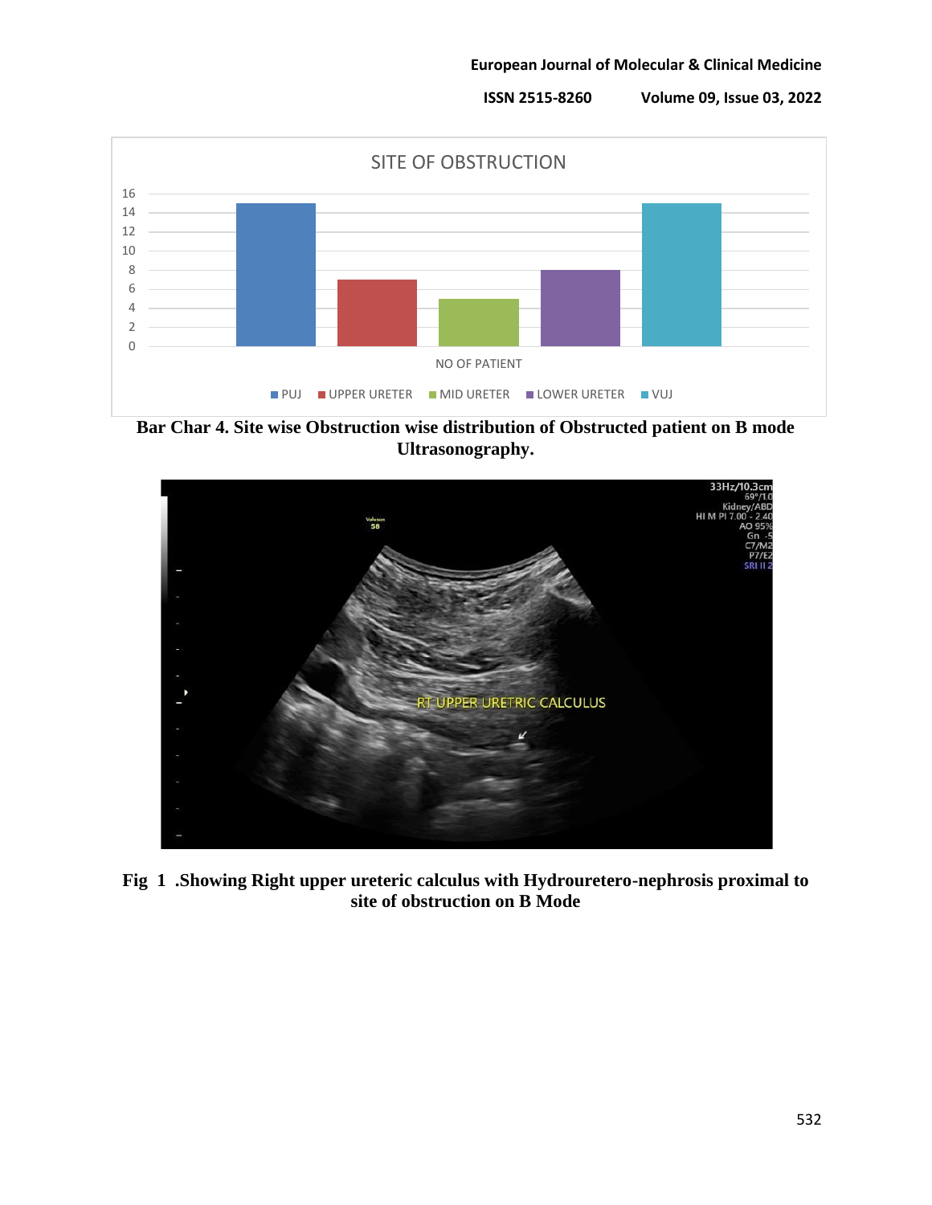**Bar Char 4. Site wise Obstruction wise distribution of Obstructed patient on B mode Ultrasonography.**

**Fig 1 .Showing Right upper ureteric calculus with Hydrouretero-nephrosis proximal to site of obstruction on B Mode**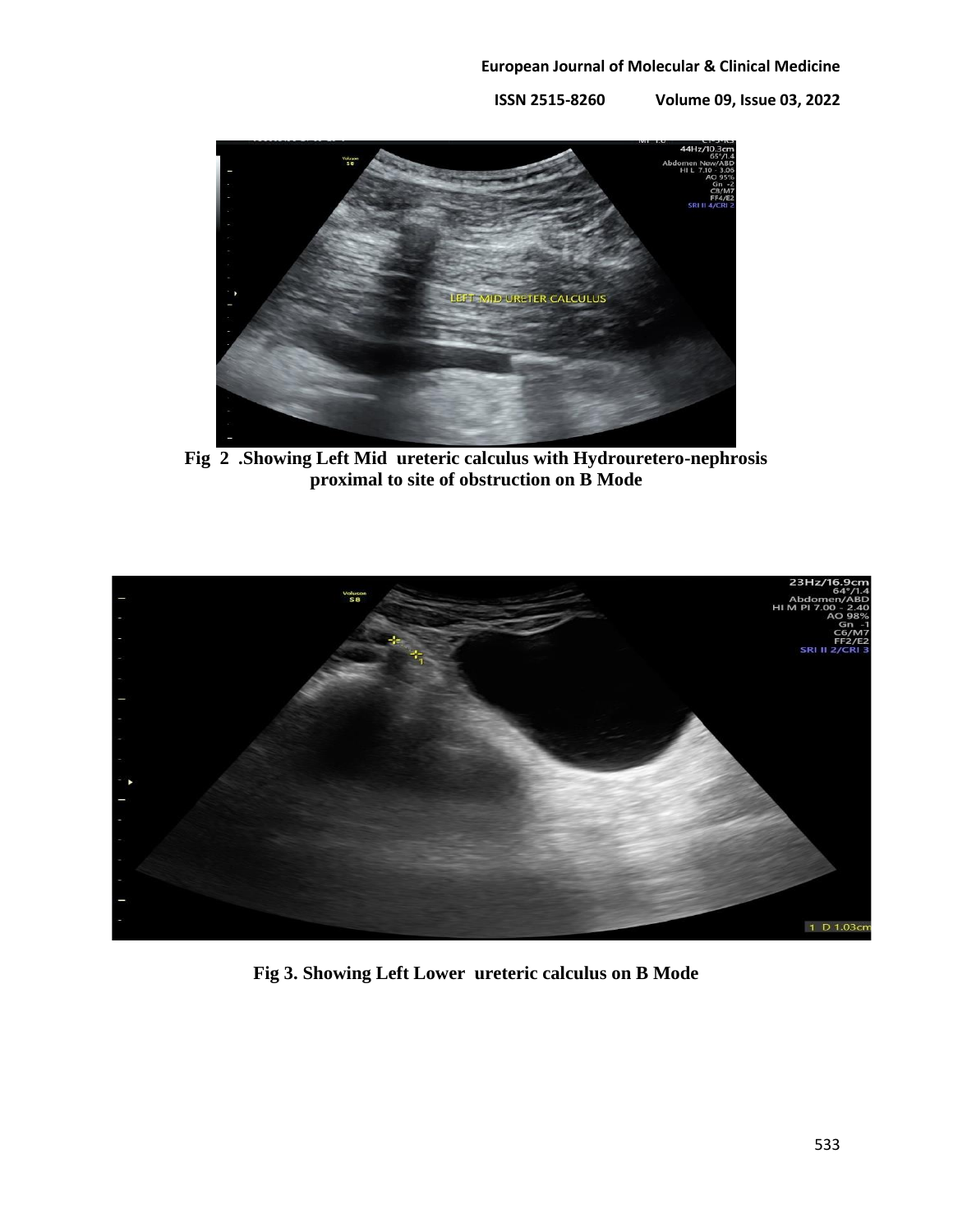Fig 2 .Showing Left Mid ureteric calculus with Hydrouretero-nephrosis proximal to site of obstruction on B Mode

Fig 3. Showing Left Lower ureteric calculus on B Mode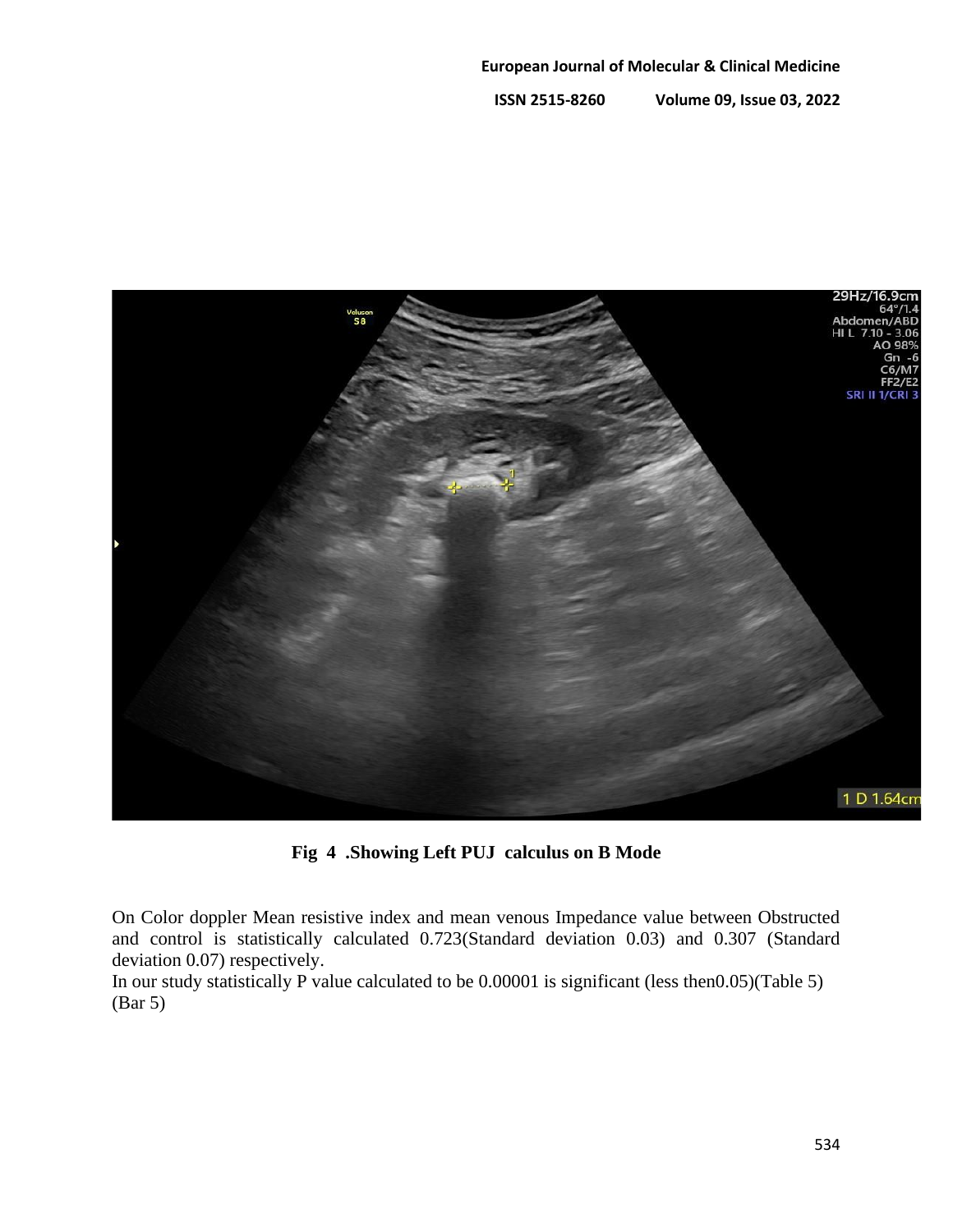**Fig 4 .Showing Left PUJ calculus on B Mode**

On Color doppler Mean resistive index and mean venous Impedance value between Obstructed and control is statistically calculated 0.723(Standard deviation 0.03) and 0.307 (Standard deviation 0.07) respectively.

In our study statistically P value calculated to be 0.00001 is significant (less then0.05)(Table 5)(Bar 5)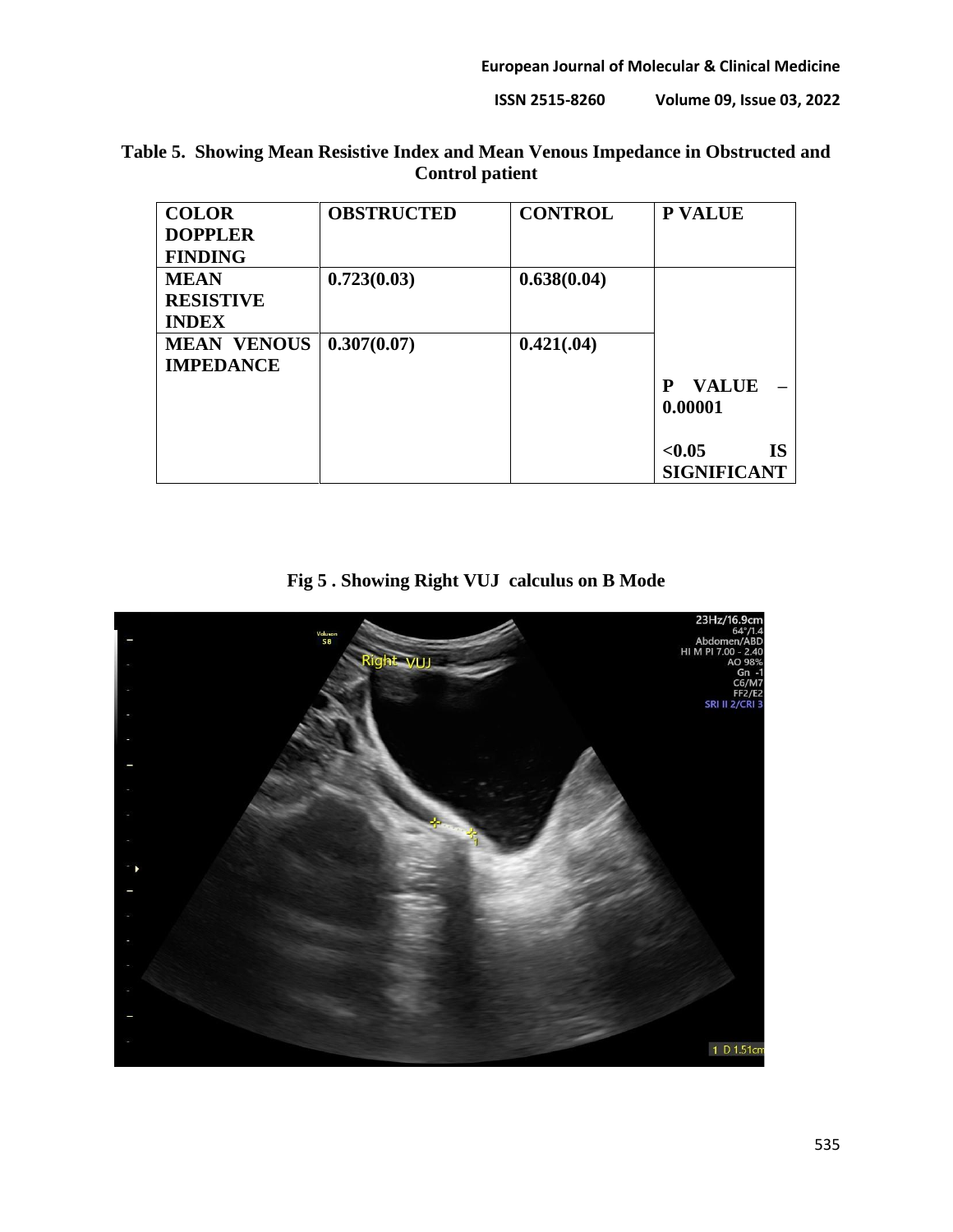**Table 5. Showing Mean Resistive Index and Mean Venous Impedance in Obstructed and Control patient**

| COLOR DOPPLER FINDING | OBSTRUCTED | CONTROL | P VALUE |
|---|---|---|---|
| MEAN RESISTIVE INDEX | 0.723(0.03) | 0.638(0.04) | P VALUE – 0.00001 <br> <0.05 IS SIGNIFICANT |
| MEAN VENOUS IMPEDANCE | 0.307(0.07) | 0.421(.04) | |

**Fig 5 . Showing Right VUJ calculus on B Mode**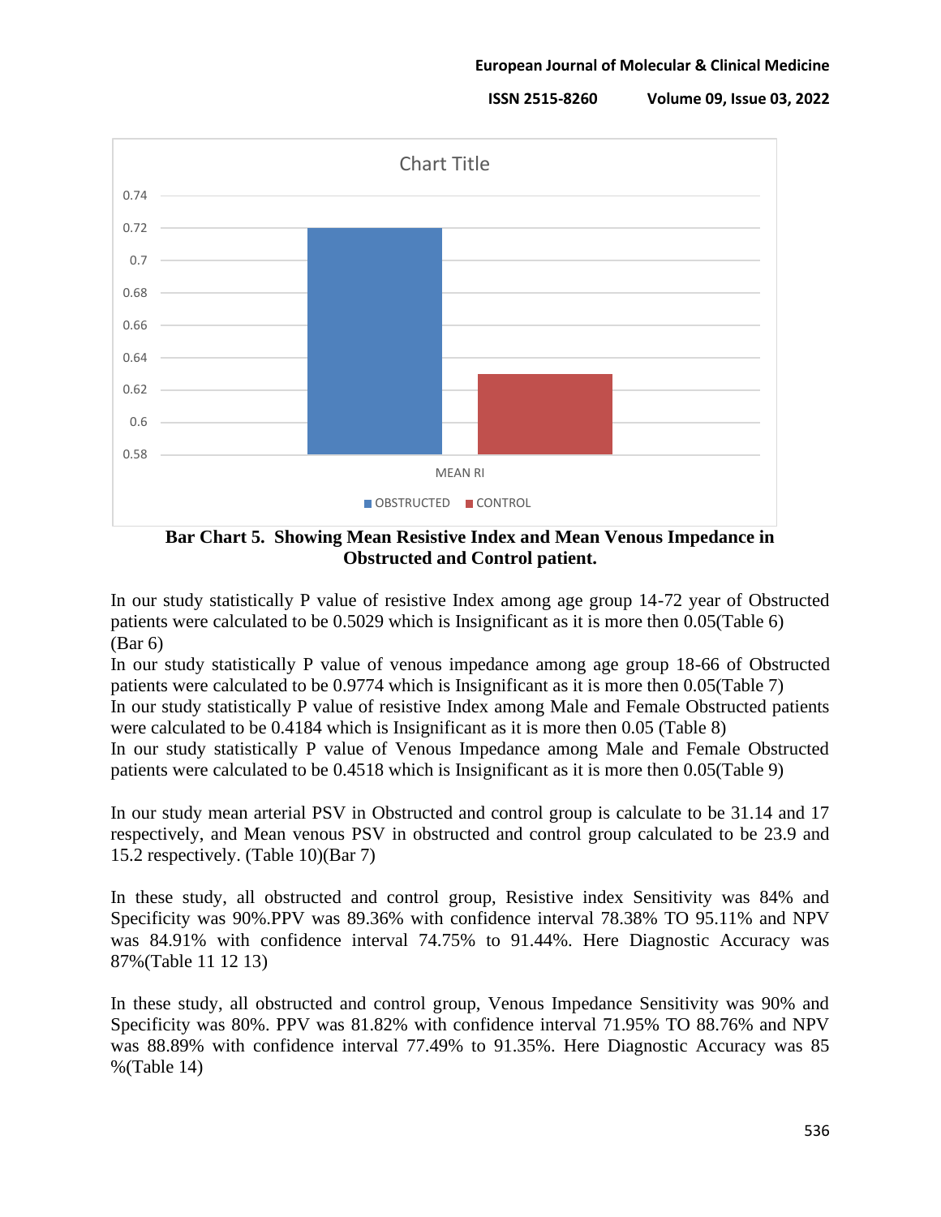**Bar Chart 5. Showing Mean Resistive Index and Mean Venous Impedance in Obstructed and Control patient.**

In our study statistically P value of resistive Index among age group 14-72 year of Obstructed patients were calculated to be 0.5029 which is Insignificant as it is more then 0.05(Table 6) (Bar 6)

In our study statistically P value of venous impedance among age group 18-66 of Obstructed patients were calculated to be 0.9774 which is Insignificant as it is more then 0.05(Table 7)

In our study statistically P value of resistive Index among Male and Female Obstructed patients were calculated to be 0.4184 which is Insignificant as it is more then 0.05 (Table 8)

In our study statistically P value of Venous Impedance among Male and Female Obstructed patients were calculated to be 0.4518 which is Insignificant as it is more then 0.05(Table 9)

In our study mean arterial PSV in Obstructed and control group is calculate to be 31.14 and 17 respectively, and Mean venous PSV in obstructed and control group calculated to be 23.9 and 15.2 respectively. (Table 10)(Bar 7)

In these study, all obstructed and control group, Resistive index Sensitivity was 84% and Specificity was 90%.PPV was 89.36% with confidence interval 78.38% TO 95.11% and NPV was 84.91% with confidence interval 74.75% to 91.44%. Here Diagnostic Accuracy was 87%(Table 11 12 13)

In these study, all obstructed and control group, Venous Impedance Sensitivity was 90% and Specificity was 80%. PPV was 81.82% with confidence interval 71.95% TO 88.76% and NPV was 88.89% with confidence interval 77.49% to 91.35%. Here Diagnostic Accuracy was 85 %(Table 14)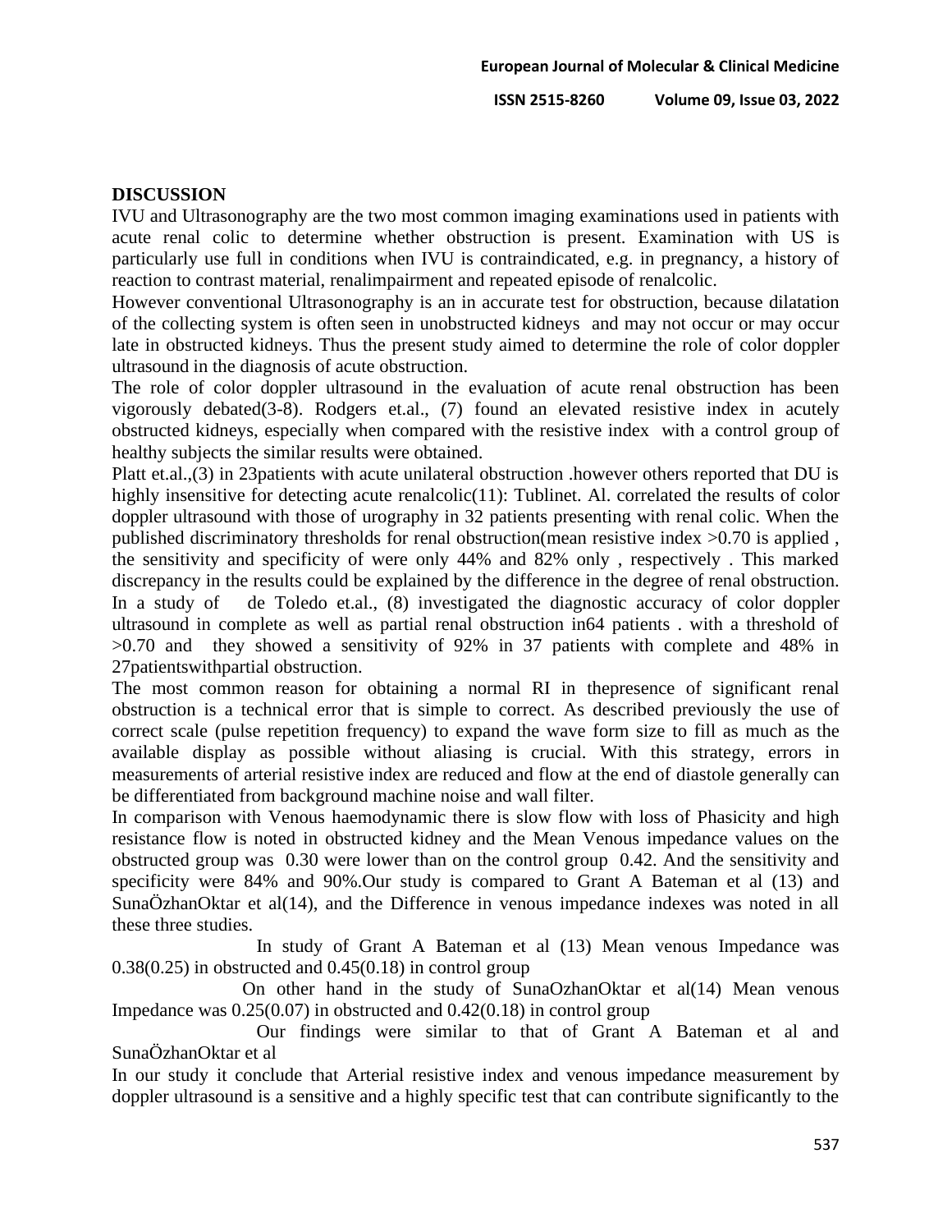## DISCUSSION

IVU and Ultrasonography are the two most common imaging examinations used in patients with acute renal colic to determine whether obstruction is present. Examination with US is particularly use full in conditions when IVU is contraindicated, e.g. in pregnancy, a history of reaction to contrast material, renalimpairment and repeated episode of renalcolic.

However conventional Ultrasonography is an in accurate test for obstruction, because dilatation of the collecting system is often seen in unobstructed kidneys and may not occur or may occur late in obstructed kidneys. Thus the present study aimed to determine the role of color doppler ultrasound in the diagnosis of acute obstruction.

The role of color doppler ultrasound in the evaluation of acute renal obstruction has been vigorously debated(3-8). Rodgers et.al., (7) found an elevated resistive index in acutely obstructed kidneys, especially when compared with the resistive index with a control group of healthy subjects the similar results were obtained.

Platt et.al.,(3) in 23patients with acute unilateral obstruction .however others reported that DU is highly insensitive for detecting acute renalcolic(11): Tublinet. Al. correlated the results of color doppler ultrasound with those of urography in 32 patients presenting with renal colic. When the published discriminatory thresholds for renal obstruction(mean resistive index >0.70 is applied , the sensitivity and specificity of were only 44% and 82% only , respectively . This marked discrepancy in the results could be explained by the difference in the degree of renal obstruction. In a study of de Toledo et.al., (8) investigated the diagnostic accuracy of color doppler ultrasound in complete as well as partial renal obstruction in64 patients . with a threshold of >0.70 and they showed a sensitivity of 92% in 37 patients with complete and 48% in 27patientswithpartial obstruction.

The most common reason for obtaining a normal RI in thepresence of significant renal obstruction is a technical error that is simple to correct. As described previously the use of correct scale (pulse repetition frequency) to expand the wave form size to fill as much as the available display as possible without aliasing is crucial. With this strategy, errors in measurements of arterial resistive index are reduced and flow at the end of diastole generally can be differentiated from background machine noise and wall filter.

In comparison with Venous haemodynamic there is slow flow with loss of Phasicity and high resistance flow is noted in obstructed kidney and the Mean Venous impedance values on the obstructed group was 0.30 were lower than on the control group 0.42. And the sensitivity and specificity were 84% and 90%.Our study is compared to Grant A Bateman et al (13) and SunaÖzhanOktar et al(14), and the Difference in venous impedance indexes was noted in all these three studies.

In study of Grant A Bateman et al (13) Mean venous Impedance was 0.38(0.25) in obstructed and 0.45(0.18) in control group

On other hand in the study of SunaOzhanOktar et al(14) Mean venous Impedance was 0.25(0.07) in obstructed and 0.42(0.18) in control group

Our findings were similar to that of Grant A Bateman et al and SunaÖzhanOktar et al

In our study it conclude that Arterial resistive index and venous impedance measurement by doppler ultrasound is a sensitive and a highly specific test that can contribute significantly to the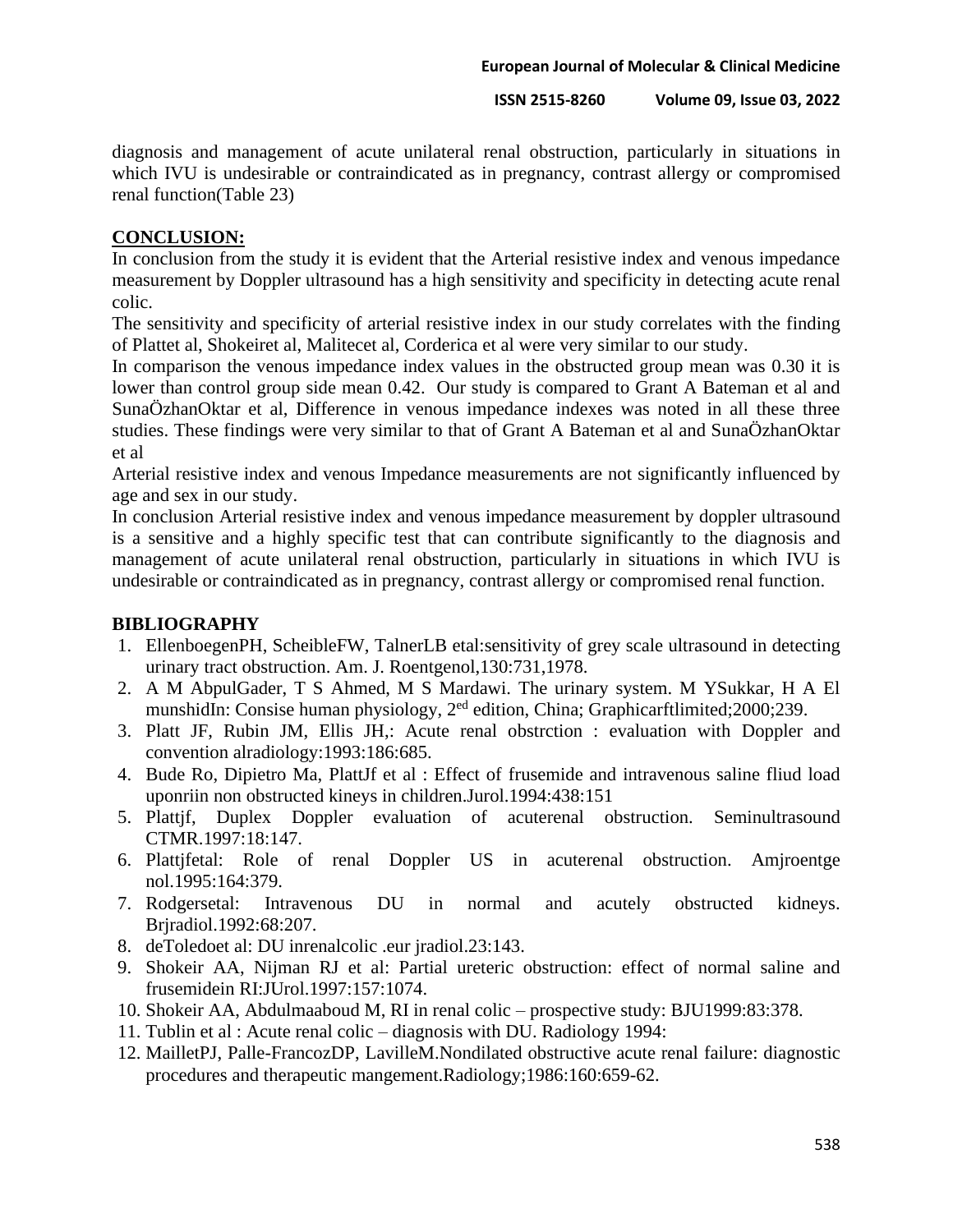diagnosis and management of acute unilateral renal obstruction, particularly in situations in which IVU is undesirable or contraindicated as in pregnancy, contrast allergy or compromised renal function(Table 23)

## CONCLUSION:

In conclusion from the study it is evident that the Arterial resistive index and venous impedance measurement by Doppler ultrasound has a high sensitivity and specificity in detecting acute renal colic.

The sensitivity and specificity of arterial resistive index in our study correlates with the finding of Plattet al, Shokeiret al, Malitecet al, Corderica et al were very similar to our study.

In comparison the venous impedance index values in the obstructed group mean was 0.30 it is lower than control group side mean 0.42. Our study is compared to Grant A Bateman et al and SunaÖzhanOktar et al, Difference in venous impedance indexes was noted in all these three studies. These findings were very similar to that of Grant A Bateman et al and SunaÖzhanOktar et al

Arterial resistive index and venous Impedance measurements are not significantly influenced by age and sex in our study.

In conclusion Arterial resistive index and venous impedance measurement by doppler ultrasound is a sensitive and a highly specific test that can contribute significantly to the diagnosis and management of acute unilateral renal obstruction, particularly in situations in which IVU is undesirable or contraindicated as in pregnancy, contrast allergy or compromised renal function.

## BIBLIOGRAPHY

1. EllenboegenPH, ScheibleFW, TalnerLB etal:sensitivity of grey scale ultrasound in detecting urinary tract obstruction. Am. J. Roentgenol,130:731,1978.
2. A M AbpulGader, T S Ahmed, M S Mardawi. The urinary system. M YSukkar, H A El munshidIn: Consise human physiology, 2[ed] edition, China; Graphicarftlimited;2000;239.
3. Platt JF, Rubin JM, Ellis JH,: Acute renal obstrction : evaluation with Doppler and convention alradiology:1993:186:685.
4. Bude Ro, Dipietro Ma, PlattJf et al : Effect of frusemide and intravenous saline fliud load uponriin non obstructed kineys in children.Jurol.1994:438:151
5. Plattjf, Duplex Doppler evaluation of acuterenal obstruction. Seminultrasound CTMR.1997:18:147.
6. Plattjfetal: Role of renal Doppler US in acuterenal obstruction. Amjroentge nol.1995:164:379.
7. Rodgersetal: Intravenous DU in normal and acutely obstructed kidneys. Brjradiol.1992:68:207.
8. deToledoet al: DU inrenalcolic .eur jradiol.23:143.
9. Shokeir AA, Nijman RJ et al: Partial ureteric obstruction: effect of normal saline and frusemidein RI:JUrol.1997:157:1074.
10. Shokeir AA, Abdulmaaboud M, RI in renal colic – prospective study: BJU1999:83:378.
11. Tublin et al : Acute renal colic – diagnosis with DU. Radiology 1994:
12. MailletPJ, Palle-FrancozDP, LavilleM.Nondilated obstructive acute renal failure: diagnostic procedures and therapeutic mangement.Radiology;1986:160:659-62.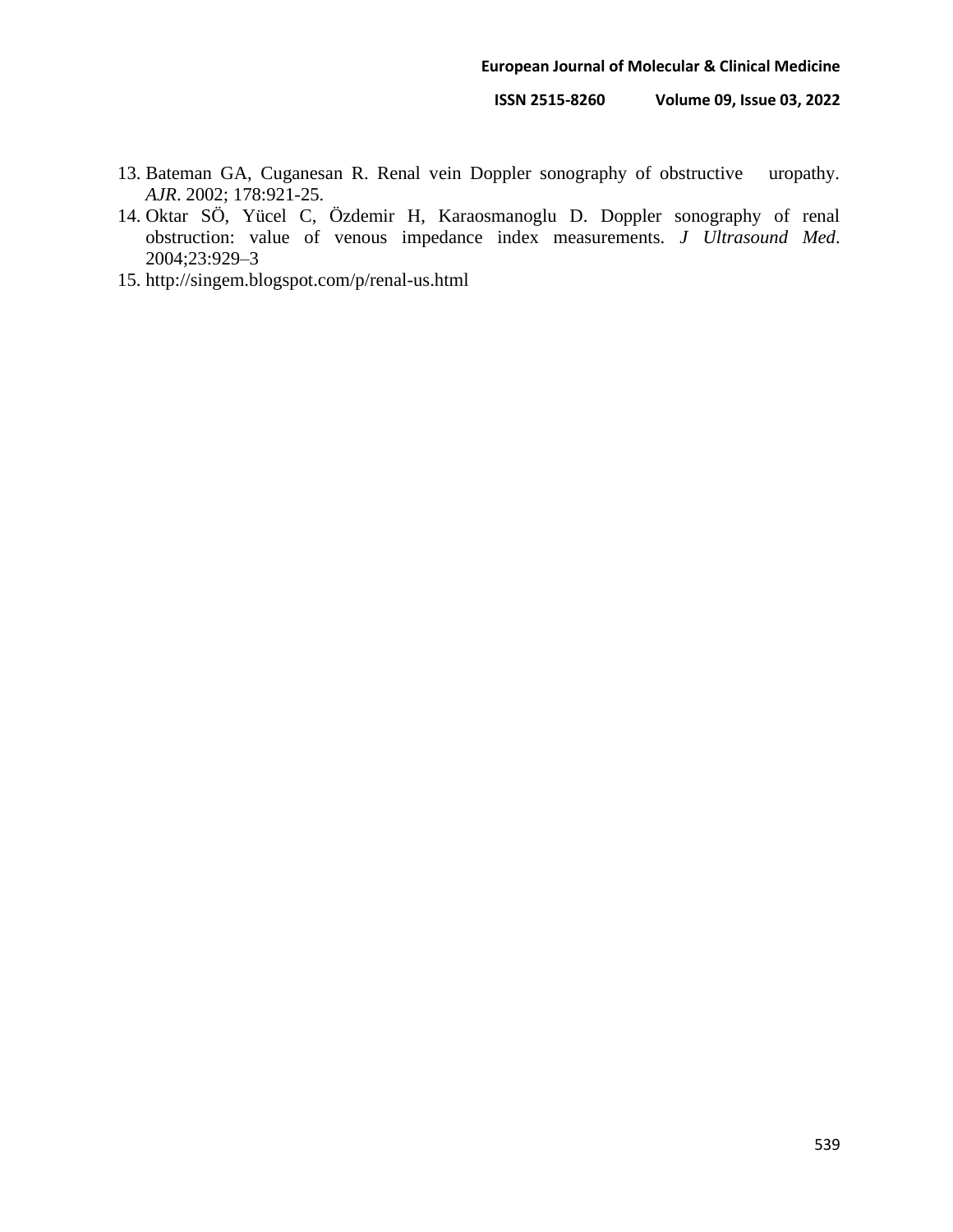13. Bateman GA, Cuganesan R. Renal vein Doppler sonography of obstructive uropathy. *AJR*. 2002; 178:921-25.
14. Oktar SÖ, Yücel C, Özdemir H, Karaosmanoglu D. Doppler sonography of renal obstruction: value of venous impedance index measurements. *J Ultrasound Med*. 2004;23:929–3
15. http://singem.blogspot.com/p/renal-us.html